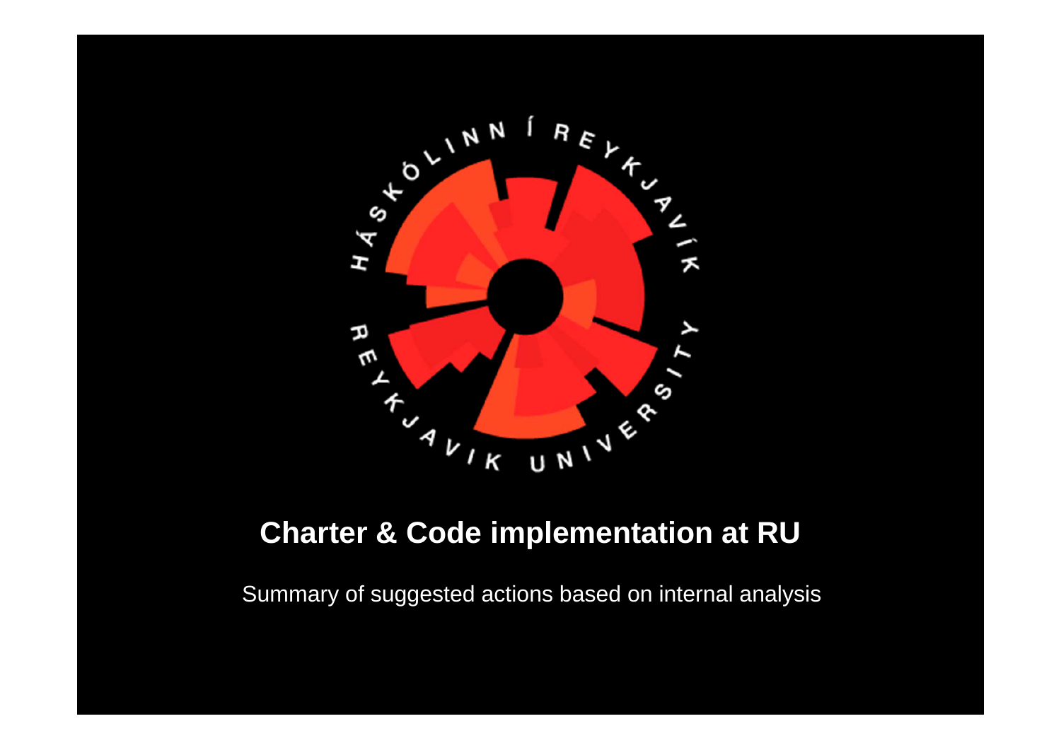# Charter & Code implementation at RU

Summary of suggested actions based on internal analysis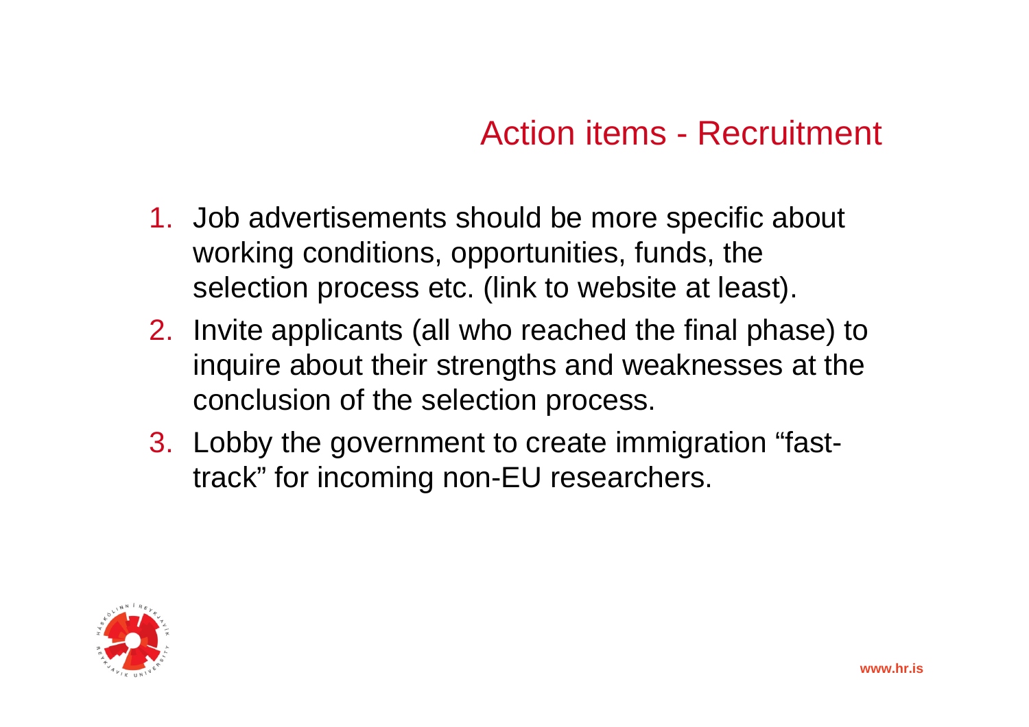# Action items - Recruitment

1. Job advertisements should be more specific about working conditions, opportunities, funds, the selection process etc. (link to website at least).
2. Invite applicants (all who reached the final phase) to inquire about their strengths and weaknesses at the conclusion of the selection process.
3. Lobby the government to create immigration “fast-track” for incoming non-EU researchers.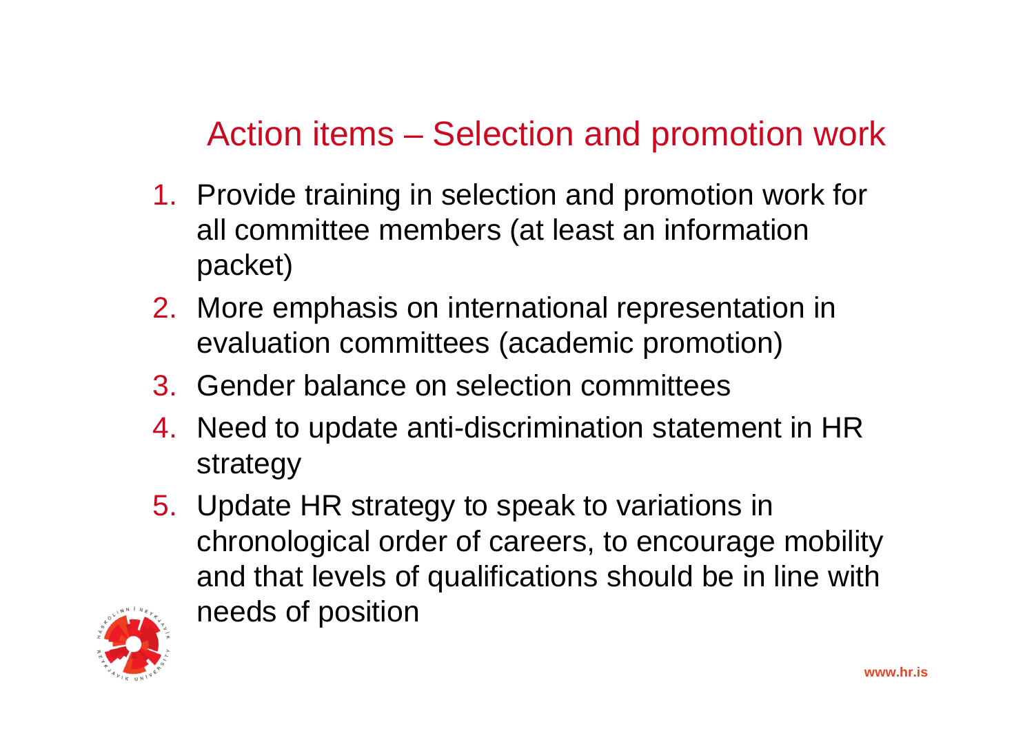# Action items – Selection and promotion work

1. Provide training in selection and promotion work for all committee members (at least an information packet)
2. More emphasis on international representation in evaluation committees (academic promotion)
3. Gender balance on selection committees
4. Need to update anti-discrimination statement in HR strategy
5. Update HR strategy to speak to variations in chronological order of careers, to encourage mobility and that levels of qualifications should be in line with needs of position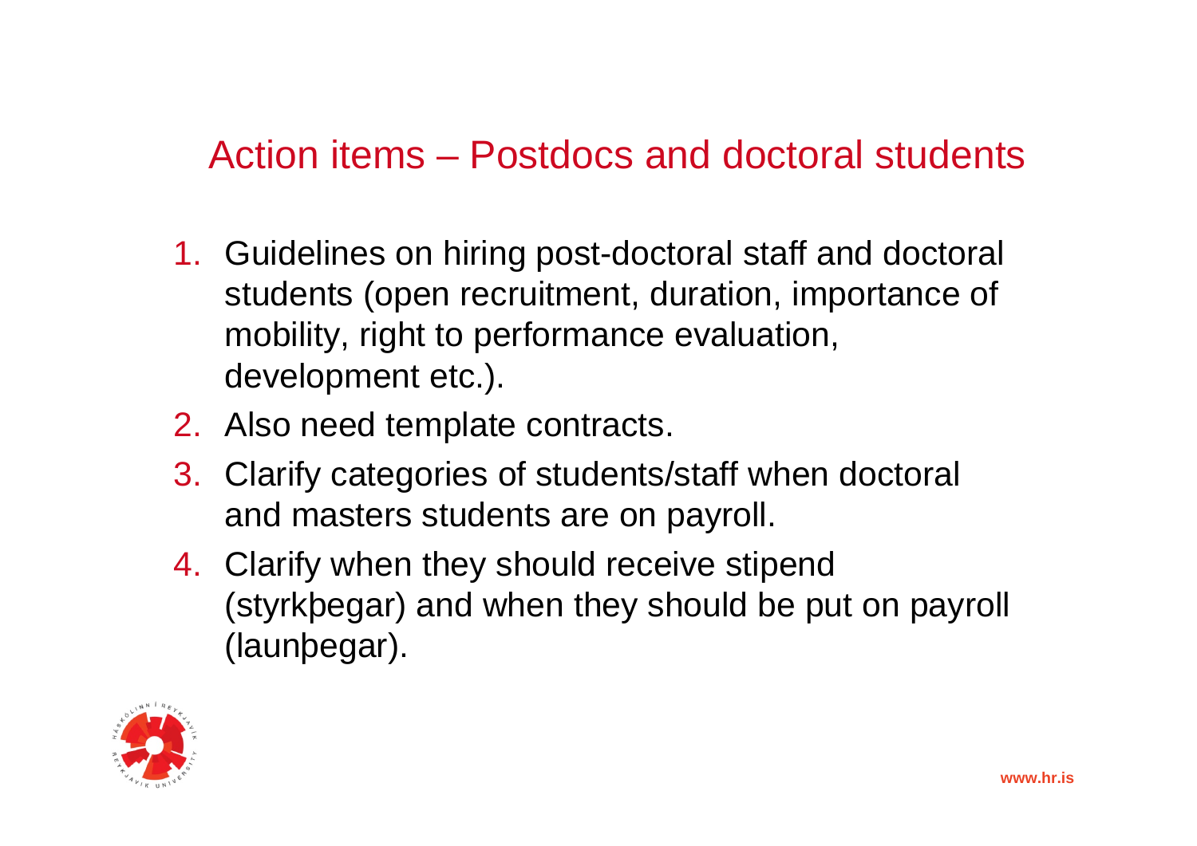## Action items – Postdocs and doctoral students

1. Guidelines on hiring post-doctoral staff and doctoral students (open recruitment, duration, importance of mobility, right to performance evaluation, development etc.).
2. Also need template contracts.
3. Clarify categories of students/staff when doctoral and masters students are on payroll.
4. Clarify when they should receive stipend (styrkþegar) and when they should be put on payroll (launþegar).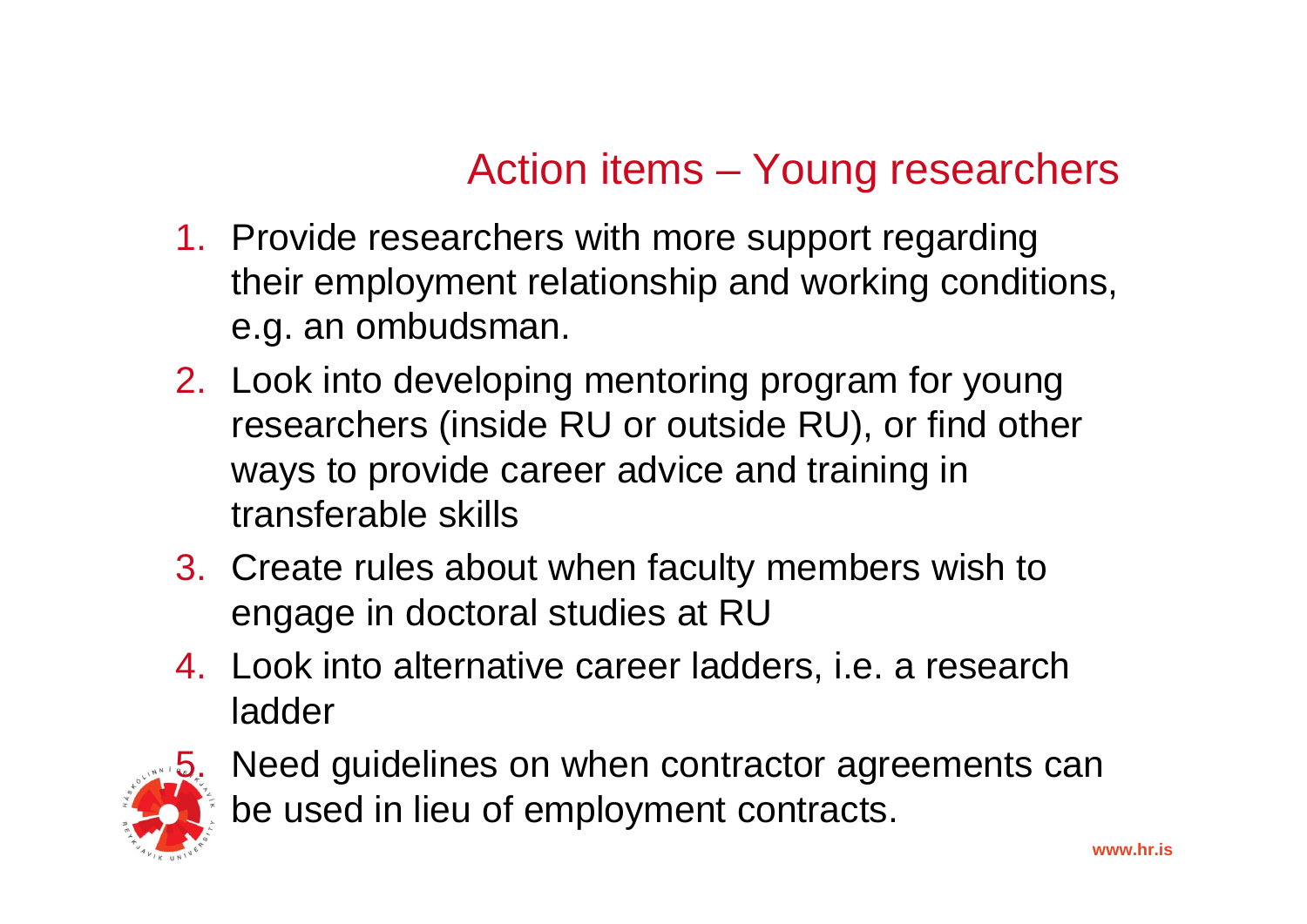## Action items – Young researchers

1. Provide researchers with more support regarding their employment relationship and working conditions, e.g. an ombudsman.
2. Look into developing mentoring program for young researchers (inside RU or outside RU), or find other ways to provide career advice and training in transferable skills
3. Create rules about when faculty members wish to engage in doctoral studies at RU
4. Look into alternative career ladders, i.e. a research ladder
5. Need guidelines on when contractor agreements can be used in lieu of employment contracts.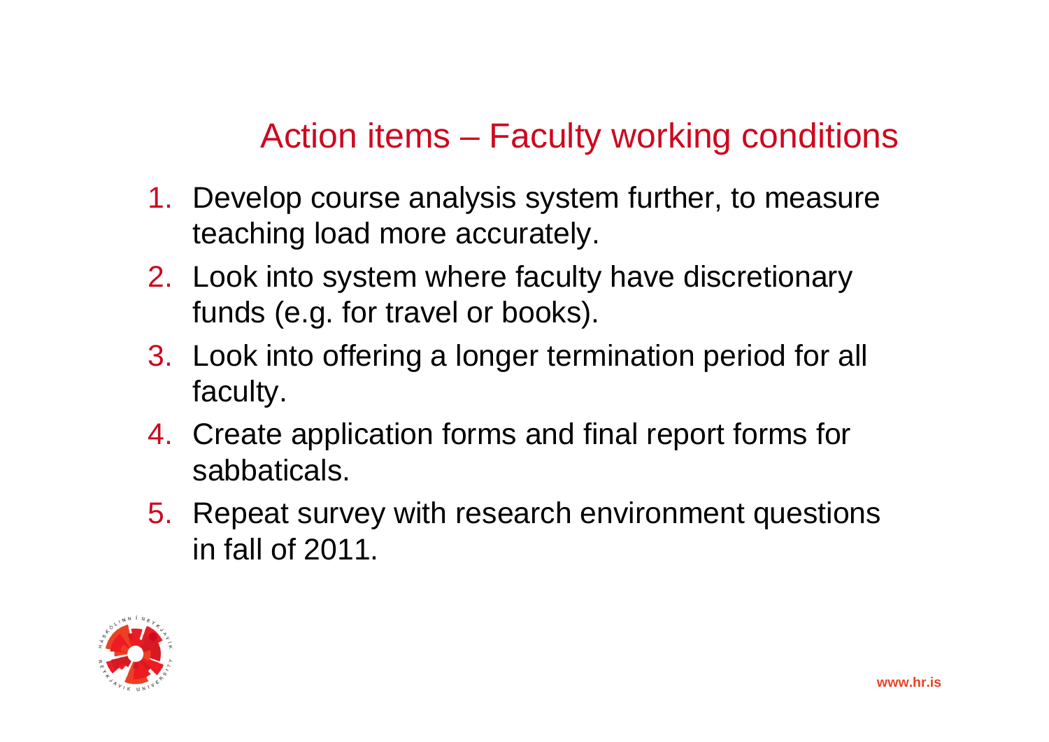## Action items – Faculty working conditions

1. Develop course analysis system further, to measure teaching load more accurately.
2. Look into system where faculty have discretionary funds (e.g. for travel or books).
3. Look into offering a longer termination period for all faculty.
4. Create application forms and final report forms for sabbaticals.
5. Repeat survey with research environment questions in fall of 2011.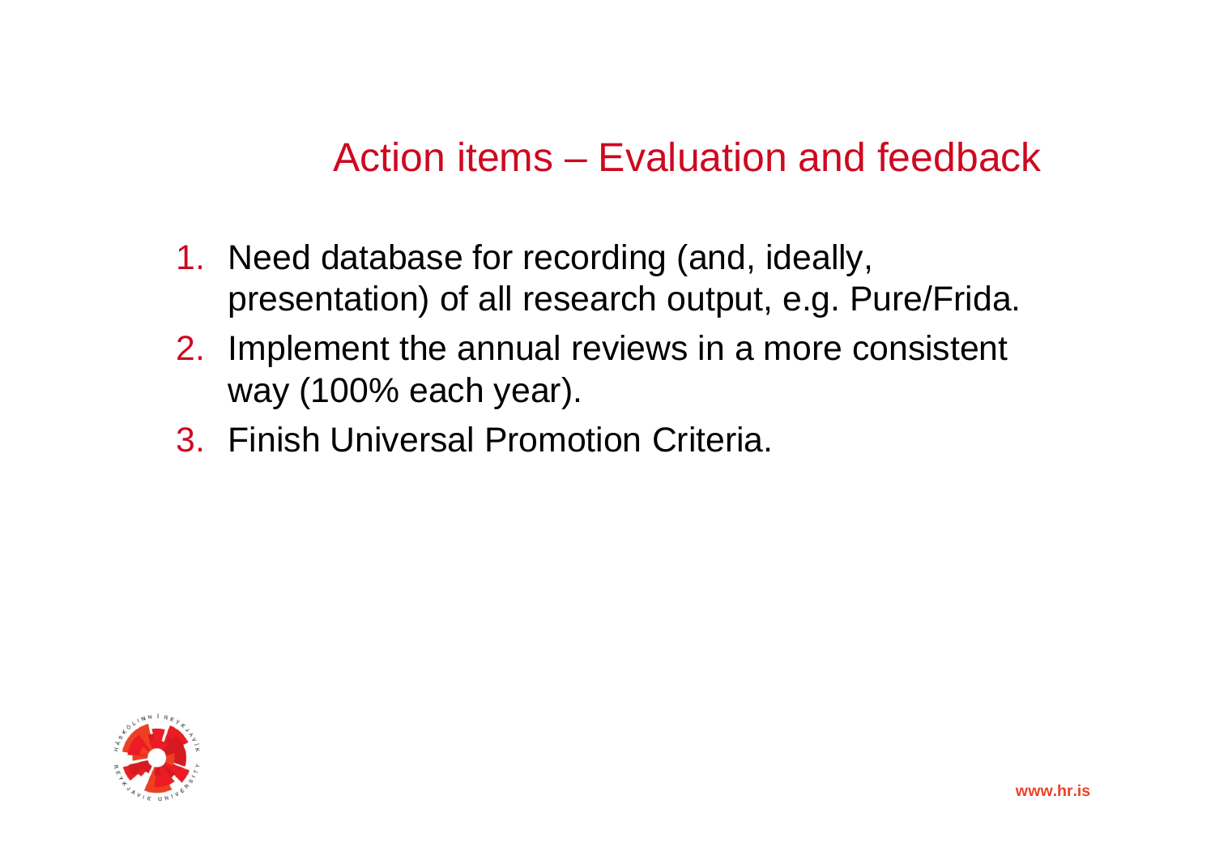# Action items – Evaluation and feedback

1. Need database for recording (and, ideally, presentation) of all research output, e.g. Pure/Frida.
2. Implement the annual reviews in a more consistent way (100% each year).
3. Finish Universal Promotion Criteria.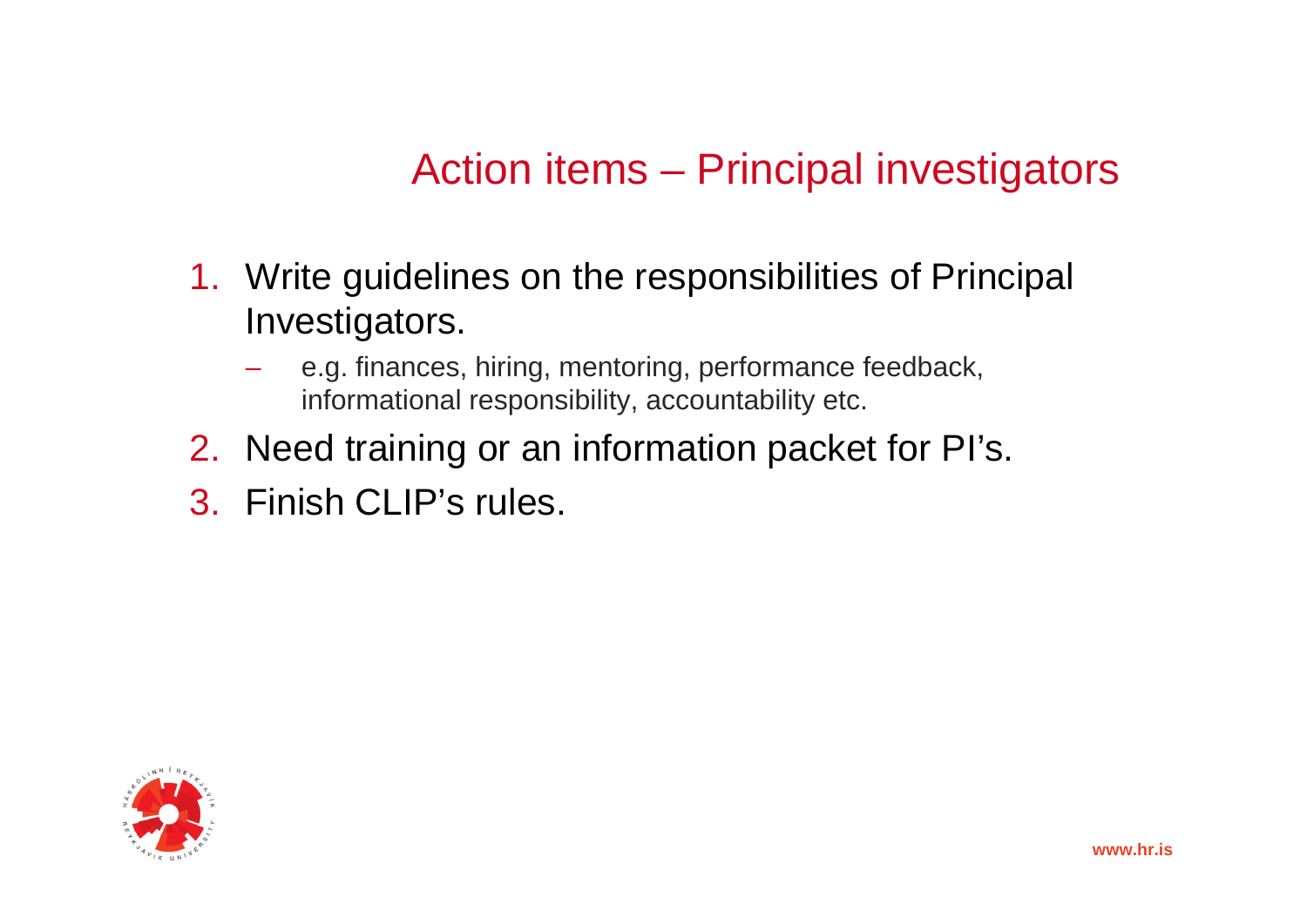# Action items – Principal investigators

1. Write guidelines on the responsibilities of Principal Investigators.
   - e.g. finances, hiring, mentoring, performance feedback, informational responsibility, accountability etc.
2. Need training or an information packet for PI's.
3. Finish CLIP's rules.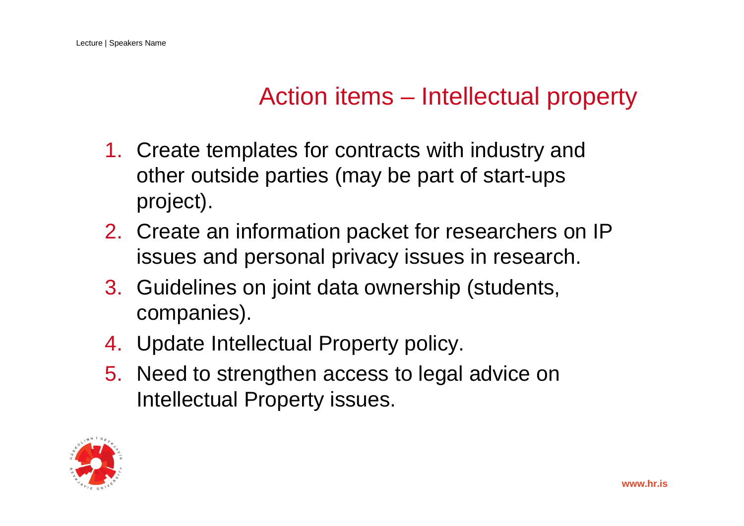# Action items – Intellectual property

1. Create templates for contracts with industry and other outside parties (may be part of start-ups project).
2. Create an information packet for researchers on IP issues and personal privacy issues in research.
3. Guidelines on joint data ownership (students, companies).
4. Update Intellectual Property policy.
5. Need to strengthen access to legal advice on Intellectual Property issues.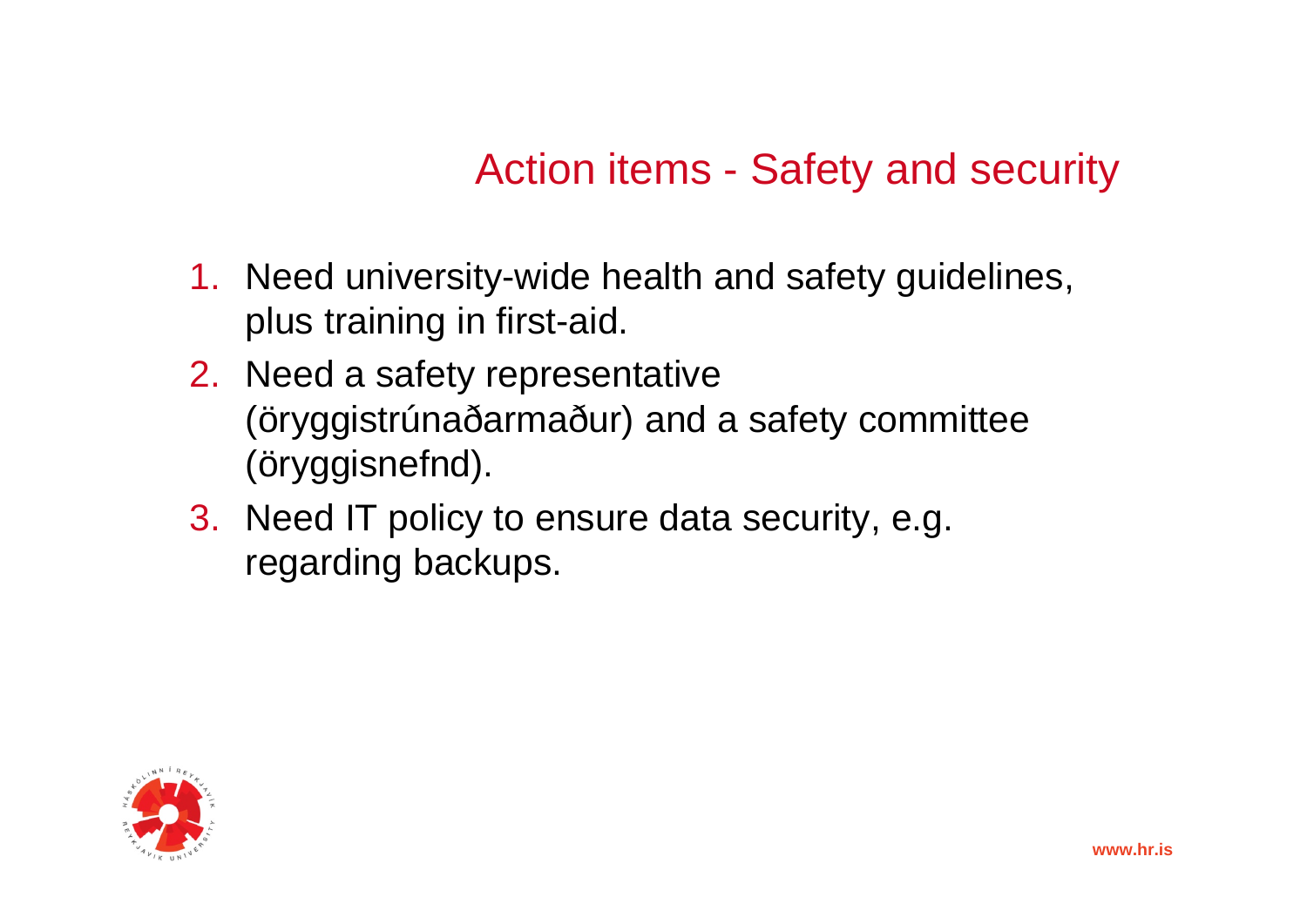# Action items - Safety and security

1. Need university-wide health and safety guidelines, plus training in first-aid.
2. Need a safety representative (öryggistrúnaðarmaður) and a safety committee (öryggisnefnd).
3. Need IT policy to ensure data security, e.g. regarding backups.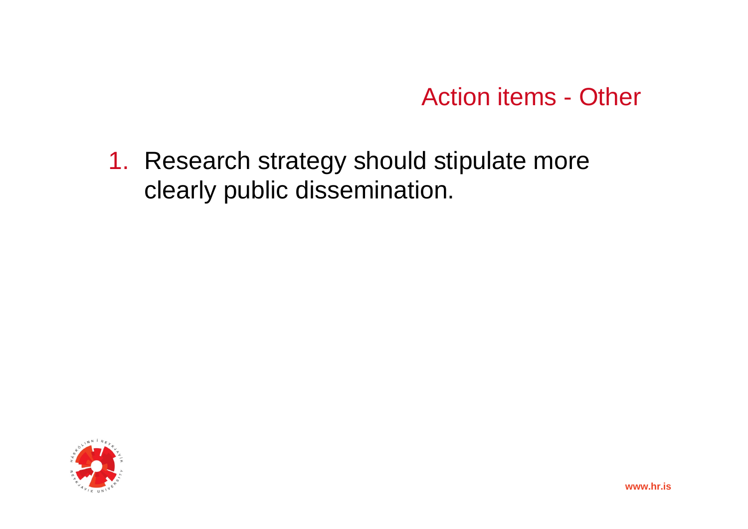# Action items - Other

1. Research strategy should stipulate more clearly public dissemination.